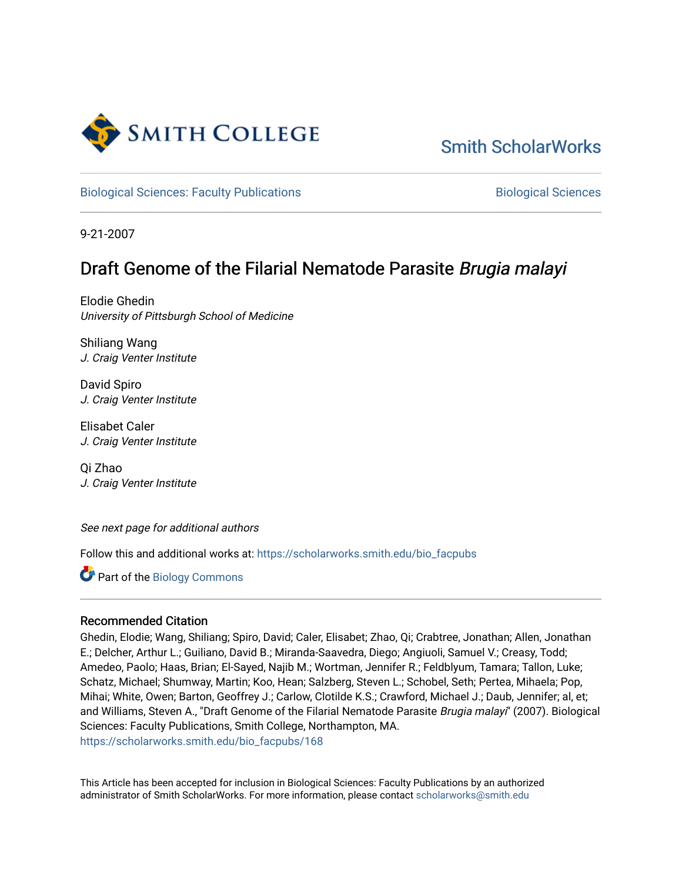Smith ScholarWorks

Biological Sciences: Faculty Publications

Biological Sciences

9-21-2007

# Draft Genome of the Filarial Nematode Parasite *Brugia malayi*

Elodie Ghedin
*University of Pittsburgh School of Medicine*

Shiliang Wang
*J. Craig Venter Institute*

David Spiro
*J. Craig Venter Institute*

Elisabet Caler
*J. Craig Venter Institute*

Qi Zhao
*J. Craig Venter Institute*

*See next page for additional authors*

Follow this and additional works at: https://scholarworks.smith.edu/bio_facpubs

Part of the Biology Commons

### Recommended Citation

Ghedin, Elodie; Wang, Shiliang; Spiro, David; Caler, Elisabet; Zhao, Qi; Crabtree, Jonathan; Allen, Jonathan E.; Delcher, Arthur L.; Guiliano, David B.; Miranda-Saavedra, Diego; Angiuoli, Samuel V.; Creasy, Todd; Amedeo, Paolo; Haas, Brian; El-Sayed, Najib M.; Wortman, Jennifer R.; Feldblyum, Tamara; Tallon, Luke; Schatz, Michael; Shumway, Martin; Koo, Hean; Salzberg, Steven L.; Schobel, Seth; Pertea, Mihaela; Pop, Mihai; White, Owen; Barton, Geoffrey J.; Carlow, Clotilde K.S.; Crawford, Michael J.; Daub, Jennifer; al, et; and Williams, Steven A., "Draft Genome of the Filarial Nematode Parasite *Brugia malayi*" (2007). Biological Sciences: Faculty Publications, Smith College, Northampton, MA.
https://scholarworks.smith.edu/bio_facpubs/168

This Article has been accepted for inclusion in Biological Sciences: Faculty Publications by an authorized administrator of Smith ScholarWorks. For more information, please contact scholarworks@smith.edu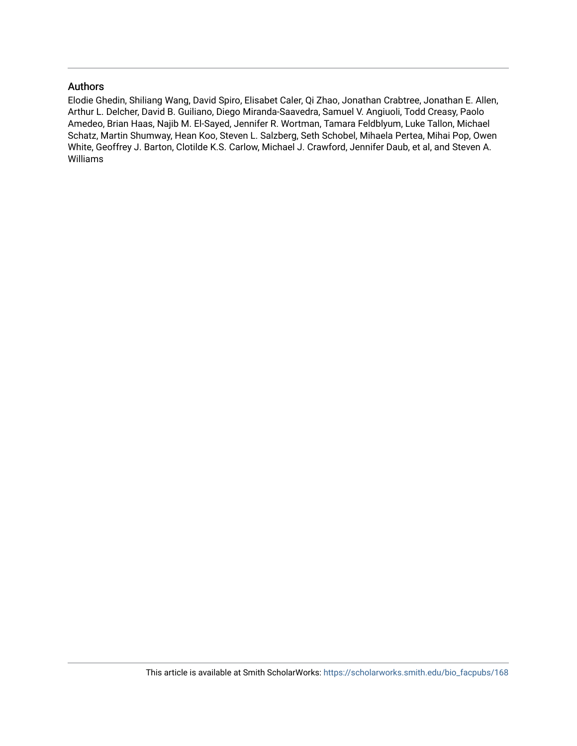## Authors

Elodie Ghedin, Shiliang Wang, David Spiro, Elisabet Caler, Qi Zhao, Jonathan Crabtree, Jonathan E. Allen, Arthur L. Delcher, David B. Guiliano, Diego Miranda-Saavedra, Samuel V. Angiuoli, Todd Creasy, Paolo Amedeo, Brian Haas, Najib M. El-Sayed, Jennifer R. Wortman, Tamara Feldblyum, Luke Tallon, Michael Schatz, Martin Shumway, Hean Koo, Steven L. Salzberg, Seth Schobel, Mihaela Pertea, Mihai Pop, Owen White, Geoffrey J. Barton, Clotilde K.S. Carlow, Michael J. Crawford, Jennifer Daub, et al, and Steven A. Williams

This article is available at Smith ScholarWorks: https://scholarworks.smith.edu/bio_facpubs/168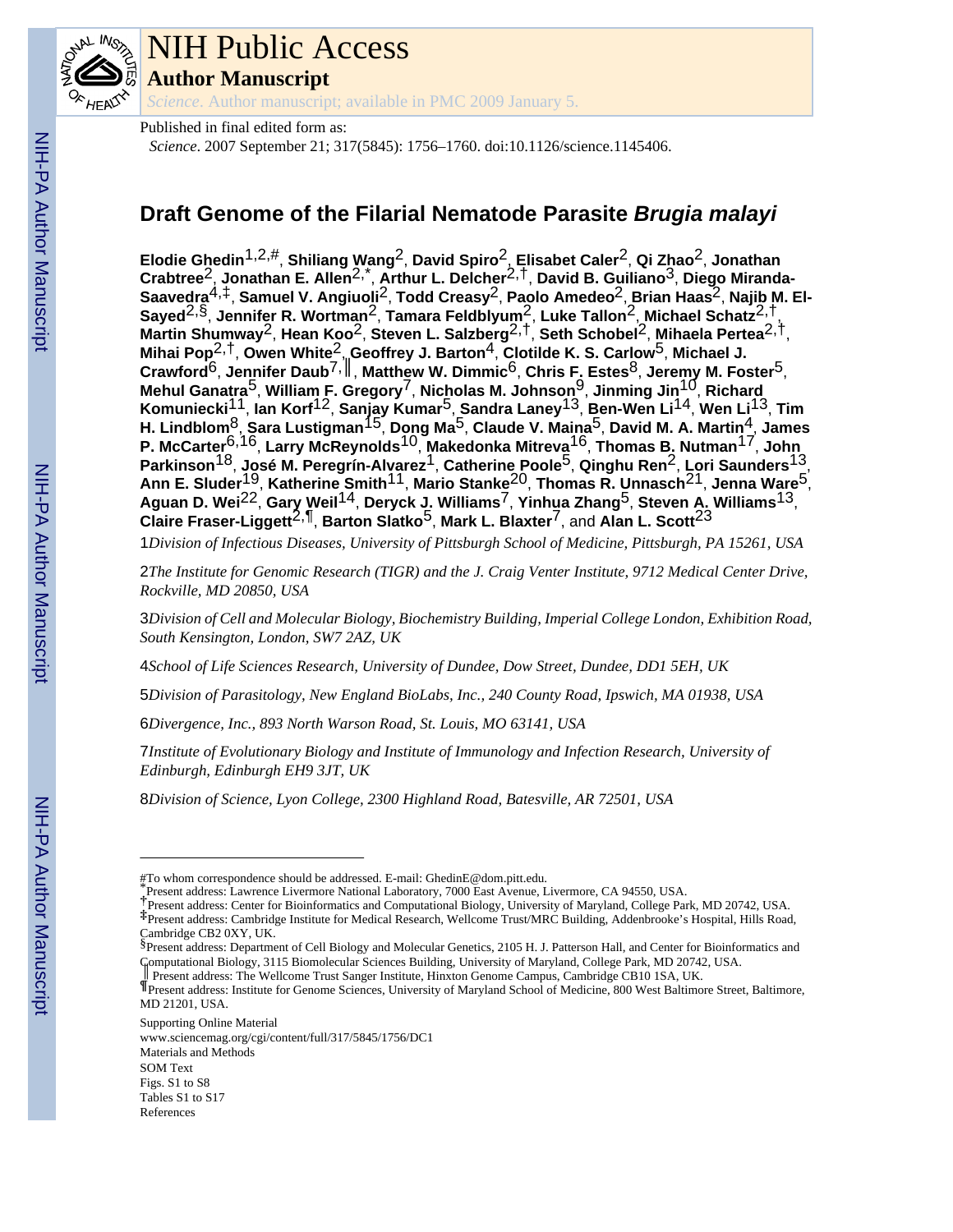# NIH Public Access

## Author Manuscript

*Science*. Author manuscript; available in PMC 2009 January 5.

Published in final edited form as:

*Science*. 2007 September 21; 317(5845): 1756–1760. doi:10.1126/science.1145406.

# Draft Genome of the Filarial Nematode Parasite *Brugia malayi*

**Elodie Ghedin**[1,2,#], **Shiliang Wang**[2], **David Spiro**[2], **Elisabet Caler**[2], **Qi Zhao**[2], **Jonathan Crabtree**[2], **Jonathan E. Allen**[2,*], **Arthur L. Delcher**[2,†], **David B. Guiliano**[3], **Diego Miranda-Saavedra**[4,‡], **Samuel V. Angiuoli**[2], **Todd Creasy**[2], **Paolo Amedeo**[2], **Brian Haas**[2], **Najib M. El-Sayed**[2,§], **Jennifer R. Wortman**[2], **Tamara Feldblyum**[2], **Luke Tallon**[2], **Michael Schatz**[2,†], **Martin Shumway**[2], **Hean Koo**[2], **Steven L. Salzberg**[2,†], **Seth Schobel**[2], **Mihaela Pertea**[2,†], **Mihai Pop**[2,†], **Owen White**[2], **Geoffrey J. Barton**[4], **Clotilde K. S. Carlow**[5], **Michael J. Crawford**[6], **Jennifer Daub**[7,‖], **Matthew W. Dimmic**[6], **Chris F. Estes**[8], **Jeremy M. Foster**[5], **Mehul Ganatra**[5], **William F. Gregory**[7], **Nicholas M. Johnson**[9], **Jinming Jin**[10], **Richard Komuniecki**[11], **Ian Korf**[12], **Sanjay Kumar**[5], **Sandra Laney**[13], **Ben-Wen Li**[14], **Wen Li**[13], **Tim H. Lindblom**[8], **Sara Lustigman**[15], **Dong Ma**[5], **Claude V. Maina**[5], **David M. A. Martin**[4], **James P. McCarter**[6,16], **Larry McReynolds**[10], **Makedonka Mitreva**[16], **Thomas B. Nutman**[17], **John Parkinson**[18], **José M. Peregrín-Alvarez**[1], **Catherine Poole**[5], **Qinghu Ren**[2], **Lori Saunders**[13], **Ann E. Sluder**[19], **Katherine Smith**[11], **Mario Stanke**[20], **Thomas R. Unnasch**[21], **Jenna Ware**[5], **Aguan D. Wei**[22], **Gary Weil**[14], **Deryck J. Williams**[7], **Yinhua Zhang**[5], **Steven A. Williams**[13], **Claire Fraser-Liggett**[2,¶], **Barton Slatko**[5], **Mark L. Blaxter**[7], and **Alan L. Scott**[23]

1*Division of Infectious Diseases, University of Pittsburgh School of Medicine, Pittsburgh, PA 15261, USA*

2*The Institute for Genomic Research (TIGR) and the J. Craig Venter Institute, 9712 Medical Center Drive, Rockville, MD 20850, USA*

3*Division of Cell and Molecular Biology, Biochemistry Building, Imperial College London, Exhibition Road, South Kensington, London, SW7 2AZ, UK*

4*School of Life Sciences Research, University of Dundee, Dow Street, Dundee, DD1 5EH, UK*

5*Division of Parasitology, New England BioLabs, Inc., 240 County Road, Ipswich, MA 01938, USA*

6*Divergence, Inc., 893 North Warson Road, St. Louis, MO 63141, USA*

7*Institute of Evolutionary Biology and Institute of Immunology and Infection Research, University of Edinburgh, Edinburgh EH9 3JT, UK*

8*Division of Science, Lyon College, 2300 Highland Road, Batesville, AR 72501, USA*

---

#To whom correspondence should be addressed. E-mail: GhedinE@dom.pitt.edu.

*Present address: Lawrence Livermore National Laboratory, 7000 East Avenue, Livermore, CA 94550, USA.

†Present address: Center for Bioinformatics and Computational Biology, University of Maryland, College Park, MD 20742, USA.

‡Present address: Cambridge Institute for Medical Research, Wellcome Trust/MRC Building, Addenbrooke's Hospital, Hills Road, Cambridge CB2 0XY, UK.

§Present address: Department of Cell Biology and Molecular Genetics, 2105 H. J. Patterson Hall, and Center for Bioinformatics and Computational Biology, 3115 Biomolecular Sciences Building, University of Maryland, College Park, MD 20742, USA.

‖ Present address: The Wellcome Trust Sanger Institute, Hinxton Genome Campus, Cambridge CB10 1SA, UK.

¶Present address: Institute for Genome Sciences, University of Maryland School of Medicine, 800 West Baltimore Street, Baltimore, MD 21201, USA.

Supporting Online Material
www.sciencemag.org/cgi/content/full/317/5845/1756/DC1
Materials and Methods
SOM Text
Figs. S1 to S8
Tables S1 to S17
References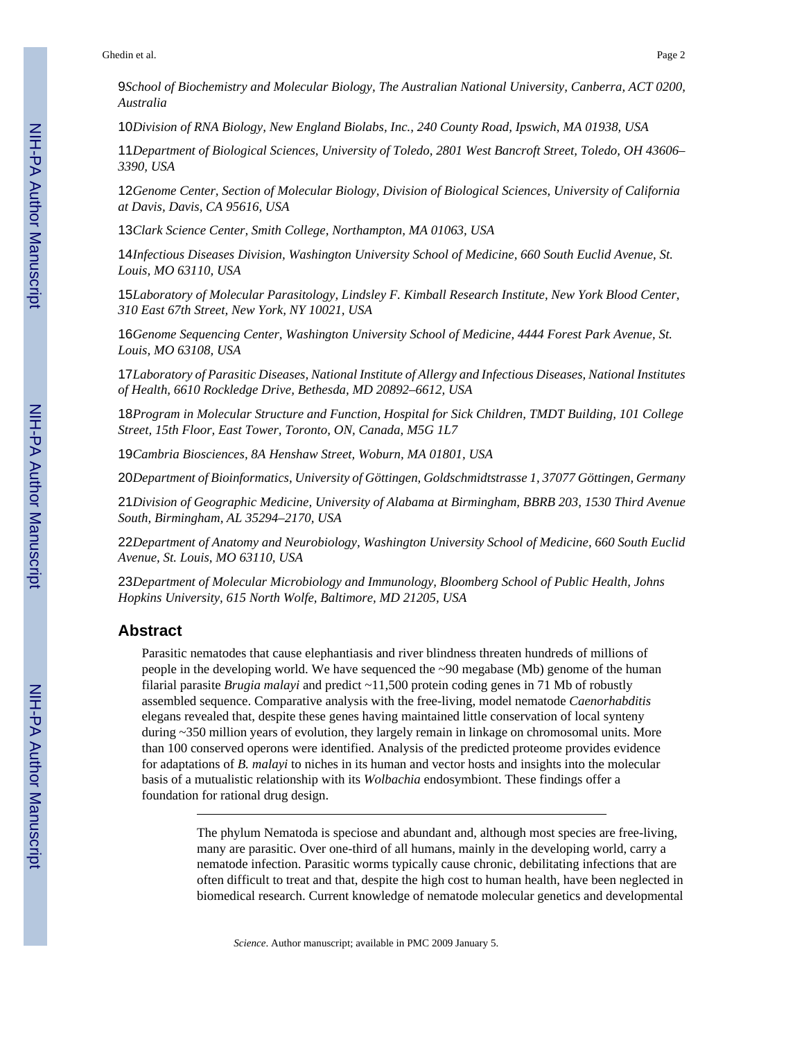[9]School of Biochemistry and Molecular Biology, The Australian National University, Canberra, ACT 0200, Australia

[10]Division of RNA Biology, New England Biolabs, Inc., 240 County Road, Ipswich, MA 01938, USA

[11]Department of Biological Sciences, University of Toledo, 2801 West Bancroft Street, Toledo, OH 43606–3390, USA

[12]Genome Center, Section of Molecular Biology, Division of Biological Sciences, University of California at Davis, Davis, CA 95616, USA

[13]Clark Science Center, Smith College, Northampton, MA 01063, USA

[14]Infectious Diseases Division, Washington University School of Medicine, 660 South Euclid Avenue, St. Louis, MO 63110, USA

[15]Laboratory of Molecular Parasitology, Lindsley F. Kimball Research Institute, New York Blood Center, 310 East 67th Street, New York, NY 10021, USA

[16]Genome Sequencing Center, Washington University School of Medicine, 4444 Forest Park Avenue, St. Louis, MO 63108, USA

[17]Laboratory of Parasitic Diseases, National Institute of Allergy and Infectious Diseases, National Institutes of Health, 6610 Rockledge Drive, Bethesda, MD 20892–6612, USA

[18]Program in Molecular Structure and Function, Hospital for Sick Children, TMDT Building, 101 College Street, 15th Floor, East Tower, Toronto, ON, Canada, M5G 1L7

[19]Cambria Biosciences, 8A Henshaw Street, Woburn, MA 01801, USA

[20]Department of Bioinformatics, University of Göttingen, Goldschmidtstrasse 1, 37077 Göttingen, Germany

[21]Division of Geographic Medicine, University of Alabama at Birmingham, BBRB 203, 1530 Third Avenue South, Birmingham, AL 35294–2170, USA

[22]Department of Anatomy and Neurobiology, Washington University School of Medicine, 660 South Euclid Avenue, St. Louis, MO 63110, USA

[23]Department of Molecular Microbiology and Immunology, Bloomberg School of Public Health, Johns Hopkins University, 615 North Wolfe, Baltimore, MD 21205, USA

## Abstract

Parasitic nematodes that cause elephantiasis and river blindness threaten hundreds of millions of people in the developing world. We have sequenced the ~90 megabase (Mb) genome of the human filarial parasite *Brugia malayi* and predict ~11,500 protein coding genes in 71 Mb of robustly assembled sequence. Comparative analysis with the free-living, model nematode *Caenorhabditis* elegans revealed that, despite these genes having maintained little conservation of local synteny during ~350 million years of evolution, they largely remain in linkage on chromosomal units. More than 100 conserved operons were identified. Analysis of the predicted proteome provides evidence for adaptations of *B. malayi* to niches in its human and vector hosts and insights into the molecular basis of a mutualistic relationship with its *Wolbachia* endosymbiont. These findings offer a foundation for rational drug design.

---

The phylum Nematoda is speciose and abundant and, although most species are free-living, many are parasitic. Over one-third of all humans, mainly in the developing world, carry a nematode infection. Parasitic worms typically cause chronic, debilitating infections that are often difficult to treat and that, despite the high cost to human health, have been neglected in biomedical research. Current knowledge of nematode molecular genetics and developmental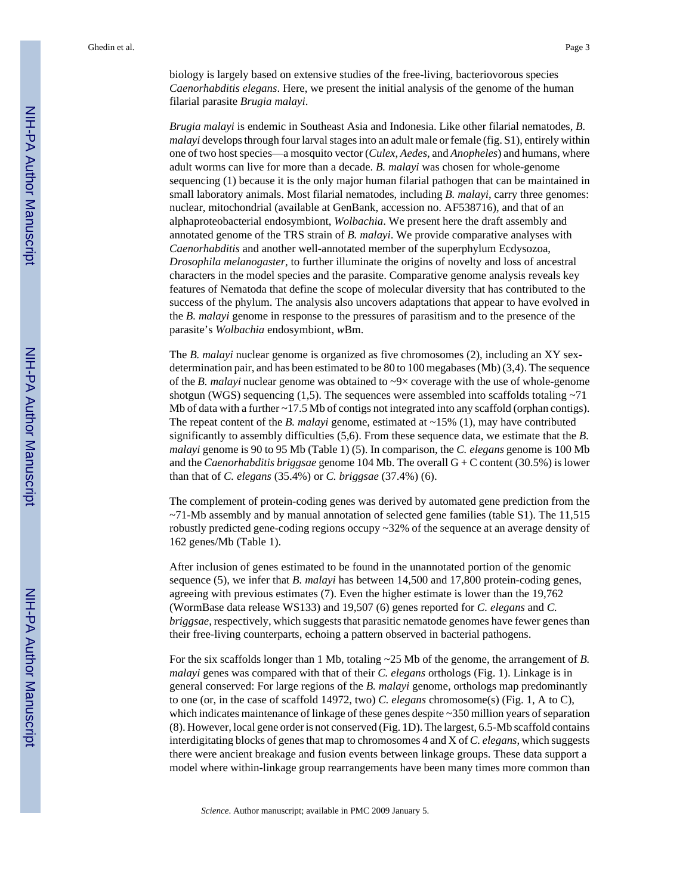biology is largely based on extensive studies of the free-living, bacteriovorous species *Caenorhabditis elegans*. Here, we present the initial analysis of the genome of the human filarial parasite *Brugia malayi*.

*Brugia malayi* is endemic in Southeast Asia and Indonesia. Like other filarial nematodes, *B. malayi* develops through four larval stages into an adult male or female (fig. S1), entirely within one of two host species—a mosquito vector (*Culex, Aedes*, and *Anopheles*) and humans, where adult worms can live for more than a decade. *B. malayi* was chosen for whole-genome sequencing (1) because it is the only major human filarial pathogen that can be maintained in small laboratory animals. Most filarial nematodes, including *B. malayi*, carry three genomes: nuclear, mitochondrial (available at GenBank, accession no. AF538716), and that of an alphaproteobacterial endosymbiont, *Wolbachia*. We present here the draft assembly and annotated genome of the TRS strain of *B. malayi*. We provide comparative analyses with *Caenorhabditis* and another well-annotated member of the superphylum Ecdysozoa, *Drosophila melanogaster*, to further illuminate the origins of novelty and loss of ancestral characters in the model species and the parasite. Comparative genome analysis reveals key features of Nematoda that define the scope of molecular diversity that has contributed to the success of the phylum. The analysis also uncovers adaptations that appear to have evolved in the *B. malayi* genome in response to the pressures of parasitism and to the presence of the parasite's *Wolbachia* endosymbiont, *w*Bm.

The *B. malayi* nuclear genome is organized as five chromosomes (2), including an XY sex-determination pair, and has been estimated to be 80 to 100 megabases (Mb) (3,4). The sequence of the *B. malayi* nuclear genome was obtained to ~9× coverage with the use of whole-genome shotgun (WGS) sequencing (1,5). The sequences were assembled into scaffolds totaling ~71 Mb of data with a further ~17.5 Mb of contigs not integrated into any scaffold (orphan contigs). The repeat content of the *B. malayi* genome, estimated at ~15% (1), may have contributed significantly to assembly difficulties (5,6). From these sequence data, we estimate that the *B. malayi* genome is 90 to 95 Mb (Table 1) (5). In comparison, the *C. elegans* genome is 100 Mb and the *Caenorhabditis briggsae* genome 104 Mb. The overall G + C content (30.5%) is lower than that of *C. elegans* (35.4%) or *C. briggsae* (37.4%) (6).

The complement of protein-coding genes was derived by automated gene prediction from the ~71-Mb assembly and by manual annotation of selected gene families (table S1). The 11,515 robustly predicted gene-coding regions occupy ~32% of the sequence at an average density of 162 genes/Mb (Table 1).

After inclusion of genes estimated to be found in the unannotated portion of the genomic sequence (5), we infer that *B. malayi* has between 14,500 and 17,800 protein-coding genes, agreeing with previous estimates (7). Even the higher estimate is lower than the 19,762 (WormBase data release WS133) and 19,507 (6) genes reported for *C. elegans* and *C. briggsae*, respectively, which suggests that parasitic nematode genomes have fewer genes than their free-living counterparts, echoing a pattern observed in bacterial pathogens.

For the six scaffolds longer than 1 Mb, totaling ~25 Mb of the genome, the arrangement of *B. malayi* genes was compared with that of their *C. elegans* orthologs (Fig. 1). Linkage is in general conserved: For large regions of the *B. malayi* genome, orthologs map predominantly to one (or, in the case of scaffold 14972, two) *C. elegans* chromosome(s) (Fig. 1, A to C), which indicates maintenance of linkage of these genes despite ~350 million years of separation (8). However, local gene order is not conserved (Fig. 1D). The largest, 6.5-Mb scaffold contains interdigitating blocks of genes that map to chromosomes 4 and X of *C. elegans*, which suggests there were ancient breakage and fusion events between linkage groups. These data support a model where within-linkage group rearrangements have been many times more common than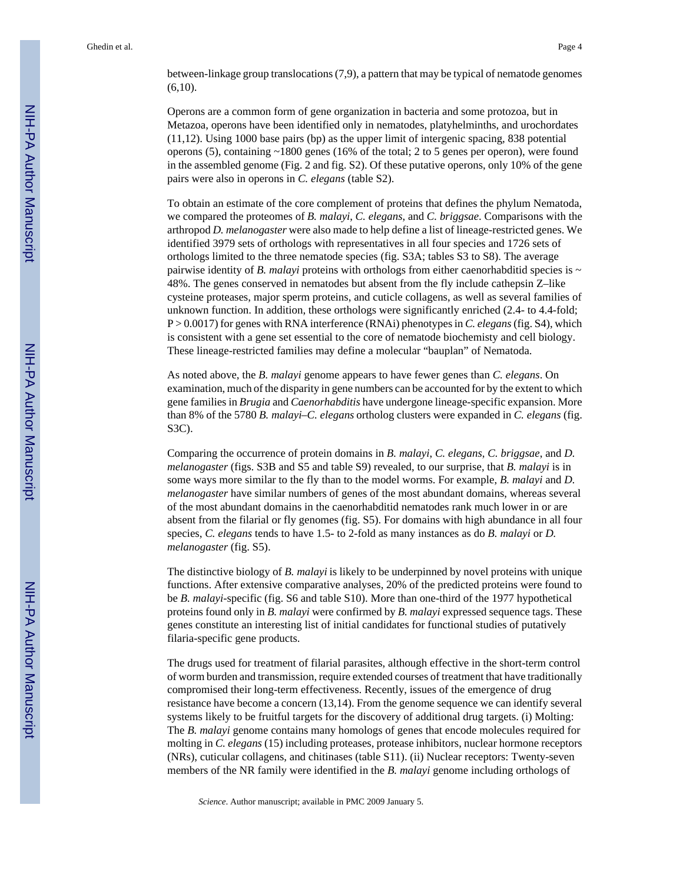between-linkage group translocations (7,9), a pattern that may be typical of nematode genomes (6,10).

Operons are a common form of gene organization in bacteria and some protozoa, but in Metazoa, operons have been identified only in nematodes, platyhelminths, and urochordates (11,12). Using 1000 base pairs (bp) as the upper limit of intergenic spacing, 838 potential operons (5), containing ~1800 genes (16% of the total; 2 to 5 genes per operon), were found in the assembled genome (Fig. 2 and fig. S2). Of these putative operons, only 10% of the gene pairs were also in operons in *C. elegans* (table S2).

To obtain an estimate of the core complement of proteins that defines the phylum Nematoda, we compared the proteomes of *B. malayi*, *C. elegans*, and *C. briggsae*. Comparisons with the arthropod *D. melanogaster* were also made to help define a list of lineage-restricted genes. We identified 3979 sets of orthologs with representatives in all four species and 1726 sets of orthologs limited to the three nematode species (fig. S3A; tables S3 to S8). The average pairwise identity of *B. malayi* proteins with orthologs from either caenorhabditid species is ~ 48%. The genes conserved in nematodes but absent from the fly include cathepsin Z–like cysteine proteases, major sperm proteins, and cuticle collagens, as well as several families of unknown function. In addition, these orthologs were significantly enriched (2.4- to 4.4-fold; $P > 0.0017$) for genes with RNA interference (RNAi) phenotypes in *C. elegans* (fig. S4), which is consistent with a gene set essential to the core of nematode biochemisty and cell biology. These lineage-restricted families may define a molecular "bauplan" of Nematoda.

As noted above, the *B. malayi* genome appears to have fewer genes than *C. elegans*. On examination, much of the disparity in gene numbers can be accounted for by the extent to which gene families in *Brugia* and *Caenorhabditis* have undergone lineage-specific expansion. More than 8% of the 5780 *B. malayi*–*C. elegans* ortholog clusters were expanded in *C. elegans* (fig. S3C).

Comparing the occurrence of protein domains in *B. malayi*, *C. elegans*, *C. briggsae*, and *D. melanogaster* (figs. S3B and S5 and table S9) revealed, to our surprise, that *B. malayi* is in some ways more similar to the fly than to the model worms. For example, *B. malayi* and *D. melanogaster* have similar numbers of genes of the most abundant domains, whereas several of the most abundant domains in the caenorhabditid nematodes rank much lower in or are absent from the filarial or fly genomes (fig. S5). For domains with high abundance in all four species, *C. elegans* tends to have 1.5- to 2-fold as many instances as do *B. malayi* or *D. melanogaster* (fig. S5).

The distinctive biology of *B. malayi* is likely to be underpinned by novel proteins with unique functions. After extensive comparative analyses, 20% of the predicted proteins were found to be *B. malayi*-specific (fig. S6 and table S10). More than one-third of the 1977 hypothetical proteins found only in *B. malayi* were confirmed by *B. malayi* expressed sequence tags. These genes constitute an interesting list of initial candidates for functional studies of putatively filaria-specific gene products.

The drugs used for treatment of filarial parasites, although effective in the short-term control of worm burden and transmission, require extended courses of treatment that have traditionally compromised their long-term effectiveness. Recently, issues of the emergence of drug resistance have become a concern (13,14). From the genome sequence we can identify several systems likely to be fruitful targets for the discovery of additional drug targets. (i) Molting: The *B. malayi* genome contains many homologs of genes that encode molecules required for molting in *C. elegans* (15) including proteases, protease inhibitors, nuclear hormone receptors (NRs), cuticular collagens, and chitinases (table S11). (ii) Nuclear receptors: Twenty-seven members of the NR family were identified in the *B. malayi* genome including orthologs of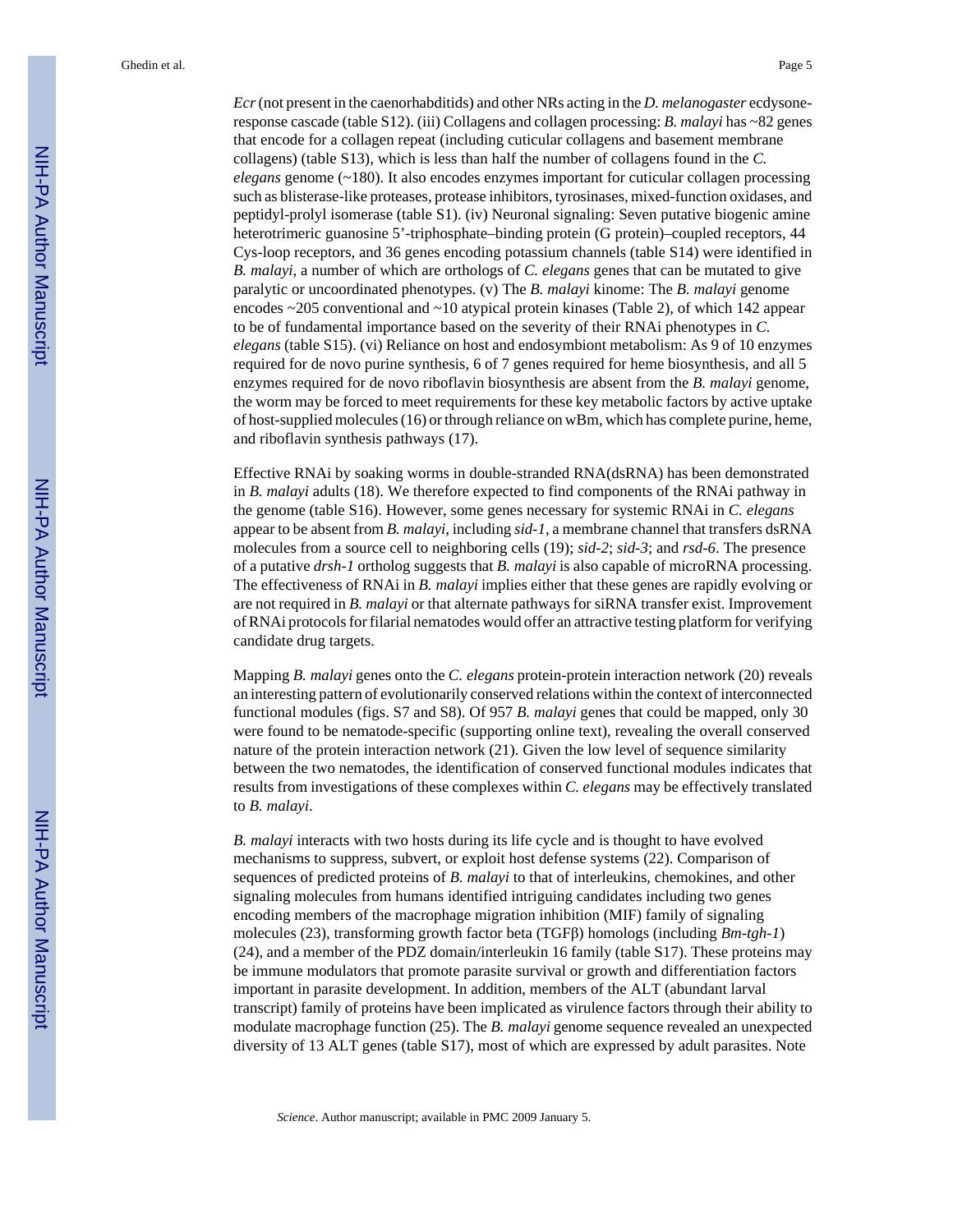*Ecr* (not present in the caenorhabditids) and other NRs acting in the *D. melanogaster* ecdysone-response cascade (table S12). (iii) Collagens and collagen processing: *B. malayi* has ~82 genes that encode for a collagen repeat (including cuticular collagens and basement membrane collagens) (table S13), which is less than half the number of collagens found in the *C. elegans* genome (~180). It also encodes enzymes important for cuticular collagen processing such as blisterase-like proteases, protease inhibitors, tyrosinases, mixed-function oxidases, and peptidyl-prolyl isomerase (table S1). (iv) Neuronal signaling: Seven putative biogenic amine heterotrimeric guanosine 5'-triphosphate–binding protein (G protein)–coupled receptors, 44 Cys-loop receptors, and 36 genes encoding potassium channels (table S14) were identified in *B. malayi*, a number of which are orthologs of *C. elegans* genes that can be mutated to give paralytic or uncoordinated phenotypes. (v) The *B. malayi* kinome: The *B. malayi* genome encodes ~205 conventional and ~10 atypical protein kinases (Table 2), of which 142 appear to be of fundamental importance based on the severity of their RNAi phenotypes in *C. elegans* (table S15). (vi) Reliance on host and endosymbiont metabolism: As 9 of 10 enzymes required for de novo purine synthesis, 6 of 7 genes required for heme biosynthesis, and all 5 enzymes required for de novo riboflavin biosynthesis are absent from the *B. malayi* genome, the worm may be forced to meet requirements for these key metabolic factors by active uptake of host-supplied molecules (16) or through reliance on wBm, which has complete purine, heme, and riboflavin synthesis pathways (17).

Effective RNAi by soaking worms in double-stranded RNA(dsRNA) has been demonstrated in *B. malayi* adults (18). We therefore expected to find components of the RNAi pathway in the genome (table S16). However, some genes necessary for systemic RNAi in *C. elegans* appear to be absent from *B. malayi*, including *sid-1*, a membrane channel that transfers dsRNA molecules from a source cell to neighboring cells (19); *sid-2*; *sid-3*; and *rsd-6*. The presence of a putative *drsh-1* ortholog suggests that *B. malayi* is also capable of microRNA processing. The effectiveness of RNAi in *B. malayi* implies either that these genes are rapidly evolving or are not required in *B. malayi* or that alternate pathways for siRNA transfer exist. Improvement of RNAi protocols for filarial nematodes would offer an attractive testing platform for verifying candidate drug targets.

Mapping *B. malayi* genes onto the *C. elegans* protein-protein interaction network (20) reveals an interesting pattern of evolutionarily conserved relations within the context of interconnected functional modules (figs. S7 and S8). Of 957 *B. malayi* genes that could be mapped, only 30 were found to be nematode-specific (supporting online text), revealing the overall conserved nature of the protein interaction network (21). Given the low level of sequence similarity between the two nematodes, the identification of conserved functional modules indicates that results from investigations of these complexes within *C. elegans* may be effectively translated to *B. malayi*.

*B. malayi* interacts with two hosts during its life cycle and is thought to have evolved mechanisms to suppress, subvert, or exploit host defense systems (22). Comparison of sequences of predicted proteins of *B. malayi* to that of interleukins, chemokines, and other signaling molecules from humans identified intriguing candidates including two genes encoding members of the macrophage migration inhibition (MIF) family of signaling molecules (23), transforming growth factor beta (TGFβ) homologs (including *Bm-tgh-1*) (24), and a member of the PDZ domain/interleukin 16 family (table S17). These proteins may be immune modulators that promote parasite survival or growth and differentiation factors important in parasite development. In addition, members of the ALT (abundant larval transcript) family of proteins have been implicated as virulence factors through their ability to modulate macrophage function (25). The *B. malayi* genome sequence revealed an unexpected diversity of 13 ALT genes (table S17), most of which are expressed by adult parasites. Note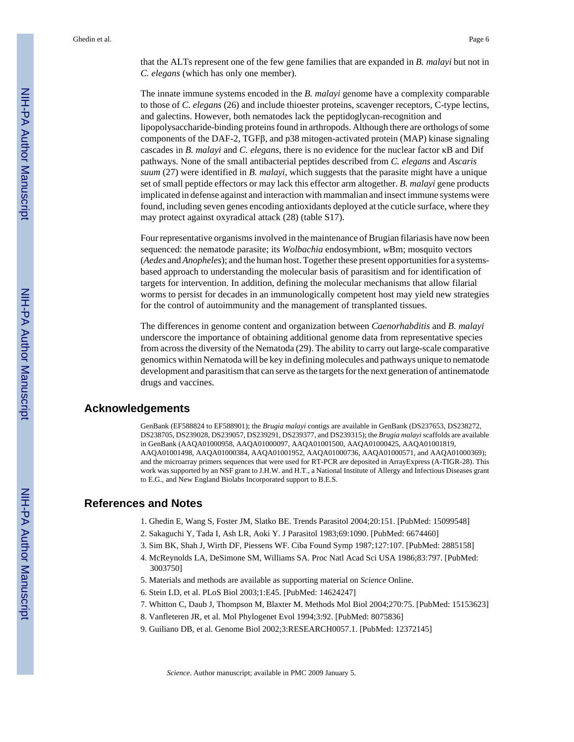that the ALTs represent one of the few gene families that are expanded in *B. malayi* but not in *C. elegans* (which has only one member).

The innate immune systems encoded in the *B. malayi* genome have a complexity comparable to those of *C. elegans* (26) and include thioester proteins, scavenger receptors, C-type lectins, and galectins. However, both nematodes lack the peptidoglycan-recognition and lipopolysaccharide-binding proteins found in arthropods. Although there are orthologs of some components of the DAF-2, TGFβ, and p38 mitogen-activated protein (MAP) kinase signaling cascades in *B. malayi* and *C. elegans*, there is no evidence for the nuclear factor κB and Dif pathways. None of the small antibacterial peptides described from *C. elegans* and *Ascaris suum* (27) were identified in *B. malayi*, which suggests that the parasite might have a unique set of small peptide effectors or may lack this effector arm altogether. *B. malayi* gene products implicated in defense against and interaction with mammalian and insect immune systems were found, including seven genes encoding antioxidants deployed at the cuticle surface, where they may protect against oxyradical attack (28) (table S17).

Four representative organisms involved in the maintenance of Brugian filariasis have now been sequenced: the nematode parasite; its *Wolbachia* endosymbiont, *w*Bm; mosquito vectors (*Aedes* and *Anopheles*); and the human host. Together these present opportunities for a systems-based approach to understanding the molecular basis of parasitism and for identification of targets for intervention. In addition, defining the molecular mechanisms that allow filarial worms to persist for decades in an immunologically competent host may yield new strategies for the control of autoimmunity and the management of transplanted tissues.

The differences in genome content and organization between *Caenorhabditis* and *B. malayi* underscore the importance of obtaining additional genome data from representative species from across the diversity of the Nematoda (29). The ability to carry out large-scale comparative genomics within Nematoda will be key in defining molecules and pathways unique to nematode development and parasitism that can serve as the targets for the next generation of antinematode drugs and vaccines.

## Acknowledgements

GenBank (EF588824 to EF588901); the *Brugia malayi* contigs are available in GenBank (DS237653, DS238272, DS238705, DS239028, DS239057, DS239291, DS239377, and DS239315); the *Brugia malayi* scaffolds are available in GenBank (AAQA01000958, AAQA01000097, AAQA01001500, AAQA01000425, AAQA01001819, AAQA01001498, AAQA01000384, AAQA01001952, AAQA01000736, AAQA01000571, and AAQA01000369); and the microarray primers sequences that were used for RT-PCR are deposited in ArrayExpress (A-TIGR-28). This work was supported by an NSF grant to J.H.W. and H.T., a National Institute of Allergy and Infectious Diseases grant to E.G., and New England Biolabs Incorporated support to B.E.S.

## References and Notes

1. Ghedin E, Wang S, Foster JM, Slatko BE. Trends Parasitol 2004;20:151. [PubMed: 15099548]
2. Sakaguchi Y, Tada I, Ash LR, Aoki Y. J Parasitol 1983;69:1090. [PubMed: 6674460]
3. Sim BK, Shah J, Wirth DF, Piessens WF. Ciba Found Symp 1987;127:107. [PubMed: 2885158]
4. McReynolds LA, DeSimone SM, Williams SA. Proc Natl Acad Sci USA 1986;83:797. [PubMed: 3003750]
5. Materials and methods are available as supporting material on *Science* Online.
6. Stein LD, et al. PLoS Biol 2003;1:E45. [PubMed: 14624247]
7. Whitton C, Daub J, Thompson M, Blaxter M. Methods Mol Biol 2004;270:75. [PubMed: 15153623]
8. Vanfleteren JR, et al. Mol Phylogenet Evol 1994;3:92. [PubMed: 8075836]
9. Guiliano DB, et al. Genome Biol 2002;3:RESEARCH0057.1. [PubMed: 12372145]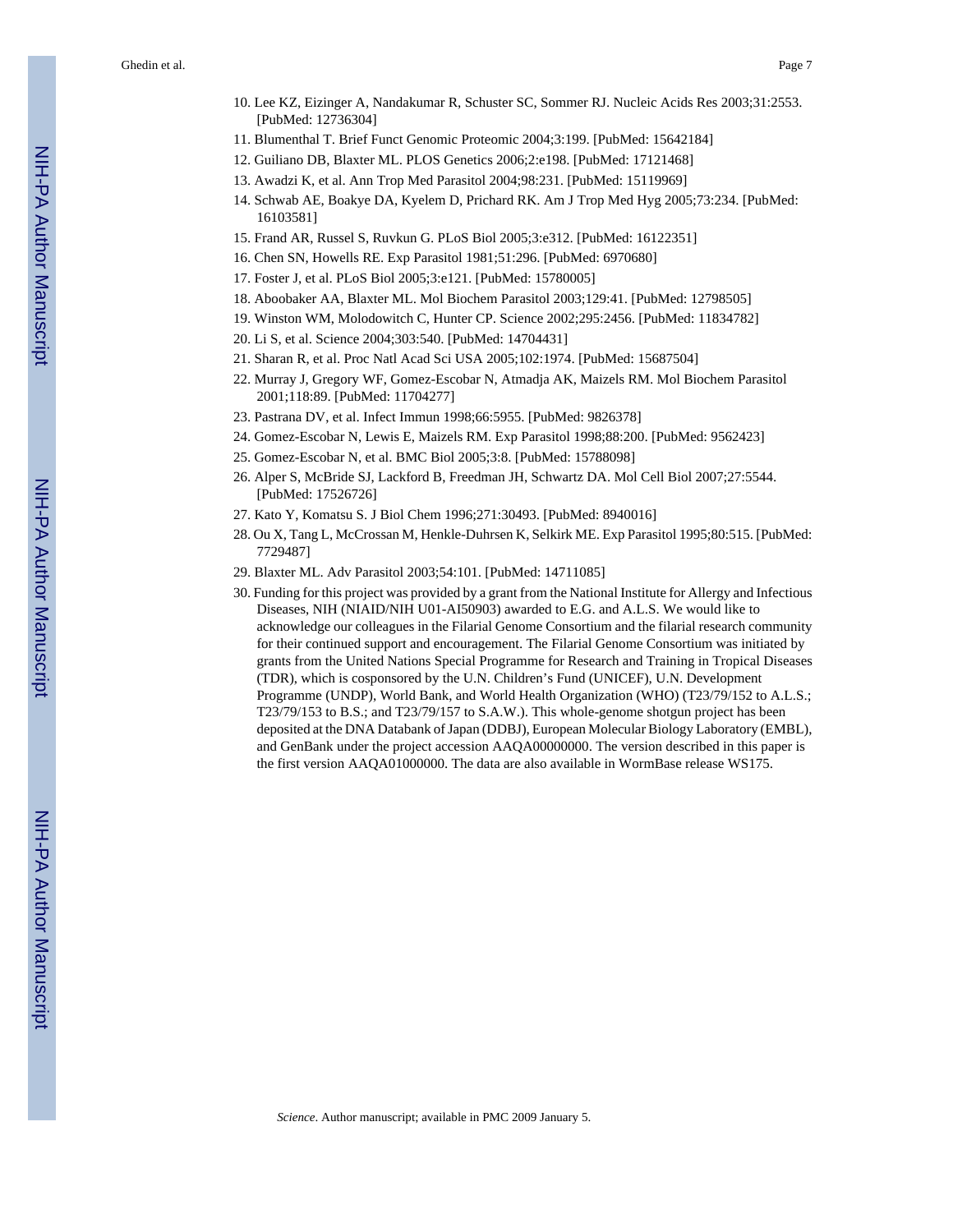10. Lee KZ, Eizinger A, Nandakumar R, Schuster SC, Sommer RJ. Nucleic Acids Res 2003;31:2553. [PubMed: 12736304]
11. Blumenthal T. Brief Funct Genomic Proteomic 2004;3:199. [PubMed: 15642184]
12. Guiliano DB, Blaxter ML. PLOS Genetics 2006;2:e198. [PubMed: 17121468]
13. Awadzi K, et al. Ann Trop Med Parasitol 2004;98:231. [PubMed: 15119969]
14. Schwab AE, Boakye DA, Kyelem D, Prichard RK. Am J Trop Med Hyg 2005;73:234. [PubMed: 16103581]
15. Frand AR, Russel S, Ruvkun G. PLoS Biol 2005;3:e312. [PubMed: 16122351]
16. Chen SN, Howells RE. Exp Parasitol 1981;51:296. [PubMed: 6970680]
17. Foster J, et al. PLoS Biol 2005;3:e121. [PubMed: 15780005]
18. Aboobaker AA, Blaxter ML. Mol Biochem Parasitol 2003;129:41. [PubMed: 12798505]
19. Winston WM, Molodowitch C, Hunter CP. Science 2002;295:2456. [PubMed: 11834782]
20. Li S, et al. Science 2004;303:540. [PubMed: 14704431]
21. Sharan R, et al. Proc Natl Acad Sci USA 2005;102:1974. [PubMed: 15687504]
22. Murray J, Gregory WF, Gomez-Escobar N, Atmadja AK, Maizels RM. Mol Biochem Parasitol 2001;118:89. [PubMed: 11704277]
23. Pastrana DV, et al. Infect Immun 1998;66:5955. [PubMed: 9826378]
24. Gomez-Escobar N, Lewis E, Maizels RM. Exp Parasitol 1998;88:200. [PubMed: 9562423]
25. Gomez-Escobar N, et al. BMC Biol 2005;3:8. [PubMed: 15788098]
26. Alper S, McBride SJ, Lackford B, Freedman JH, Schwartz DA. Mol Cell Biol 2007;27:5544. [PubMed: 17526726]
27. Kato Y, Komatsu S. J Biol Chem 1996;271:30493. [PubMed: 8940016]
28. Ou X, Tang L, McCrossan M, Henkle-Duhrsen K, Selkirk ME. Exp Parasitol 1995;80:515. [PubMed: 7729487]
29. Blaxter ML. Adv Parasitol 2003;54:101. [PubMed: 14711085]
30. Funding for this project was provided by a grant from the National Institute for Allergy and Infectious Diseases, NIH (NIAID/NIH U01-AI50903) awarded to E.G. and A.L.S. We would like to acknowledge our colleagues in the Filarial Genome Consortium and the filarial research community for their continued support and encouragement. The Filarial Genome Consortium was initiated by grants from the United Nations Special Programme for Research and Training in Tropical Diseases (TDR), which is cosponsored by the U.N. Children's Fund (UNICEF), U.N. Development Programme (UNDP), World Bank, and World Health Organization (WHO) (T23/79/152 to A.L.S.; T23/79/153 to B.S.; and T23/79/157 to S.A.W.). This whole-genome shotgun project has been deposited at the DNA Databank of Japan (DDBJ), European Molecular Biology Laboratory (EMBL), and GenBank under the project accession AAQA00000000. The version described in this paper is the first version AAQA01000000. The data are also available in WormBase release WS175.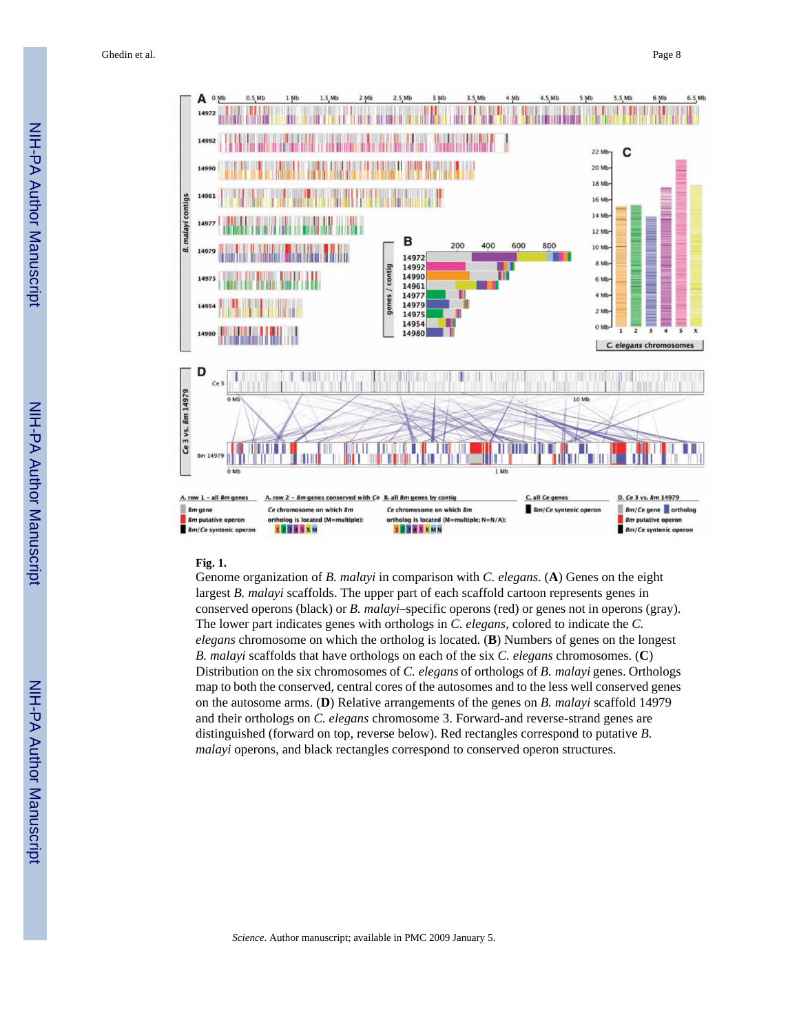**Fig. 1.**

Genome organization of *B. malayi* in comparison with *C. elegans*. (**A**) Genes on the eight largest *B. malayi* scaffolds. The upper part of each scaffold cartoon represents genes in conserved operons (black) or *B. malayi*–specific operons (red) or genes not in operons (gray). The lower part indicates genes with orthologs in *C. elegans*, colored to indicate the *C. elegans* chromosome on which the ortholog is located. (**B**) Numbers of genes on the longest *B. malayi* scaffolds that have orthologs on each of the six *C. elegans* chromosomes. (**C**) Distribution on the six chromosomes of *C. elegans* of orthologs of *B. malayi* genes. Orthologs map to both the conserved, central cores of the autosomes and to the less well conserved genes on the autosome arms. (**D**) Relative arrangements of the genes on *B. malayi* scaffold 14979 and their orthologs on *C. elegans* chromosome 3. Forward-and reverse-strand genes are distinguished (forward on top, reverse below). Red rectangles correspond to putative *B. malayi* operons, and black rectangles correspond to conserved operon structures.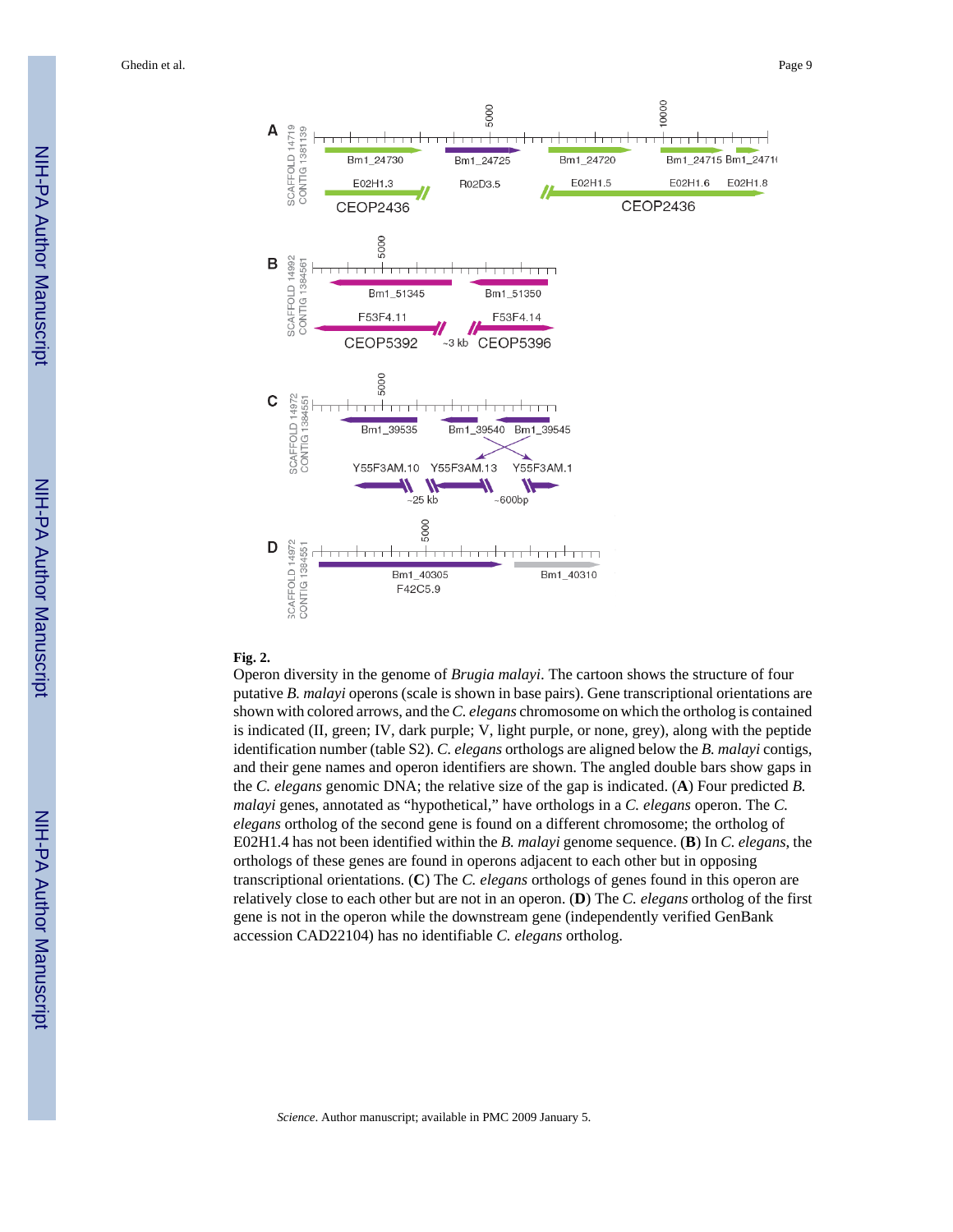**Fig. 2.**

Operon diversity in the genome of *Brugia malayi*. The cartoon shows the structure of four putative *B. malayi* operons (scale is shown in base pairs). Gene transcriptional orientations are shown with colored arrows, and the *C. elegans* chromosome on which the ortholog is contained is indicated (II, green; IV, dark purple; V, light purple, or none, grey), along with the peptide identification number (table S2). *C. elegans* orthologs are aligned below the *B. malayi* contigs, and their gene names and operon identifiers are shown. The angled double bars show gaps in the *C. elegans* genomic DNA; the relative size of the gap is indicated. (**A**) Four predicted *B. malayi* genes, annotated as "hypothetical," have orthologs in a *C. elegans* operon. The *C. elegans* ortholog of the second gene is found on a different chromosome; the ortholog of E02H1.4 has not been identified within the *B. malayi* genome sequence. (**B**) In *C. elegans*, the orthologs of these genes are found in operons adjacent to each other but in opposing transcriptional orientations. (**C**) The *C. elegans* orthologs of genes found in this operon are relatively close to each other but are not in an operon. (**D**) The *C. elegans* ortholog of the first gene is not in the operon while the downstream gene (independently verified GenBank accession CAD22104) has no identifiable *C. elegans* ortholog.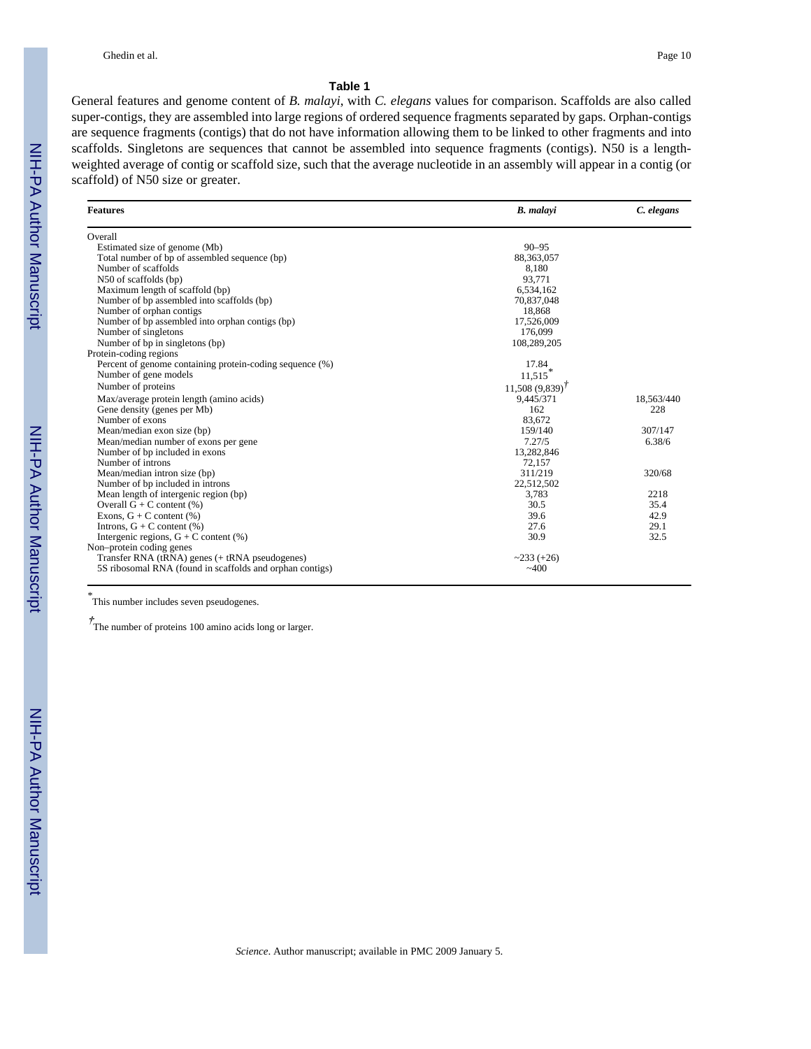**Table 1**

General features and genome content of *B. malayi*, with *C. elegans* values for comparison. Scaffolds are also called super-contigs, they are assembled into large regions of ordered sequence fragments separated by gaps. Orphan-contigs are sequence fragments (contigs) that do not have information allowing them to be linked to other fragments and into scaffolds. Singletons are sequences that cannot be assembled into sequence fragments (contigs). N50 is a length-weighted average of contig or scaffold size, such that the average nucleotide in an assembly will appear in a contig (or scaffold) of N50 size or greater.

| Features | *B. malayi* | *C. elegans* |
|---|---|---|
| Overall | | |
| Estimated size of genome (Mb) | 90–95 | |
| Total number of bp of assembled sequence (bp) | 88,363,057 | |
| Number of scaffolds | 8,180 | |
| N50 of scaffolds (bp) | 93,771 | |
| Maximum length of scaffold (bp) | 6,534,162 | |
| Number of bp assembled into scaffolds (bp) | 70,837,048 | |
| Number of orphan contigs | 18,868 | |
| Number of bp assembled into orphan contigs (bp) | 17,526,009 | |
| Number of singletons | 176,099 | |
| Number of bp in singletons (bp) | 108,289,205 | |
| Protein-coding regions | | |
| Percent of genome containing protein-coding sequence (%) | 17.84 | |
| Number of gene models | 11,515* | |
| Number of proteins | 11,508 (9,839)† | |
| Max/average protein length (amino acids) | 9,445/371 | 18,563/440 |
| Gene density (genes per Mb) | 162 | 228 |
| Number of exons | 83,672 | |
| Mean/median exon size (bp) | 159/140 | 307/147 |
| Mean/median number of exons per gene | 7.27/5 | 6.38/6 |
| Number of bp included in exons | 13,282,846 | |
| Number of introns | 72,157 | |
| Mean/median intron size (bp) | 311/219 | 320/68 |
| Number of bp included in introns | 22,512,502 | |
| Mean length of intergenic region (bp) | 3,783 | 2218 |
| Overall G + C content (%) | 30.5 | 35.4 |
| Exons, G + C content (%) | 39.6 | 42.9 |
| Introns, G + C content (%) | 27.6 | 29.1 |
| Intergenic regions, G + C content (%) | 30.9 | 32.5 |
| Non–protein coding genes | | |
| Transfer RNA (tRNA) genes (+ tRNA pseudogenes) | ~233 (+26) | |
| 5S ribosomal RNA (found in scaffolds and orphan contigs) | ~400 | |

\* This number includes seven pseudogenes.

† The number of proteins 100 amino acids long or larger.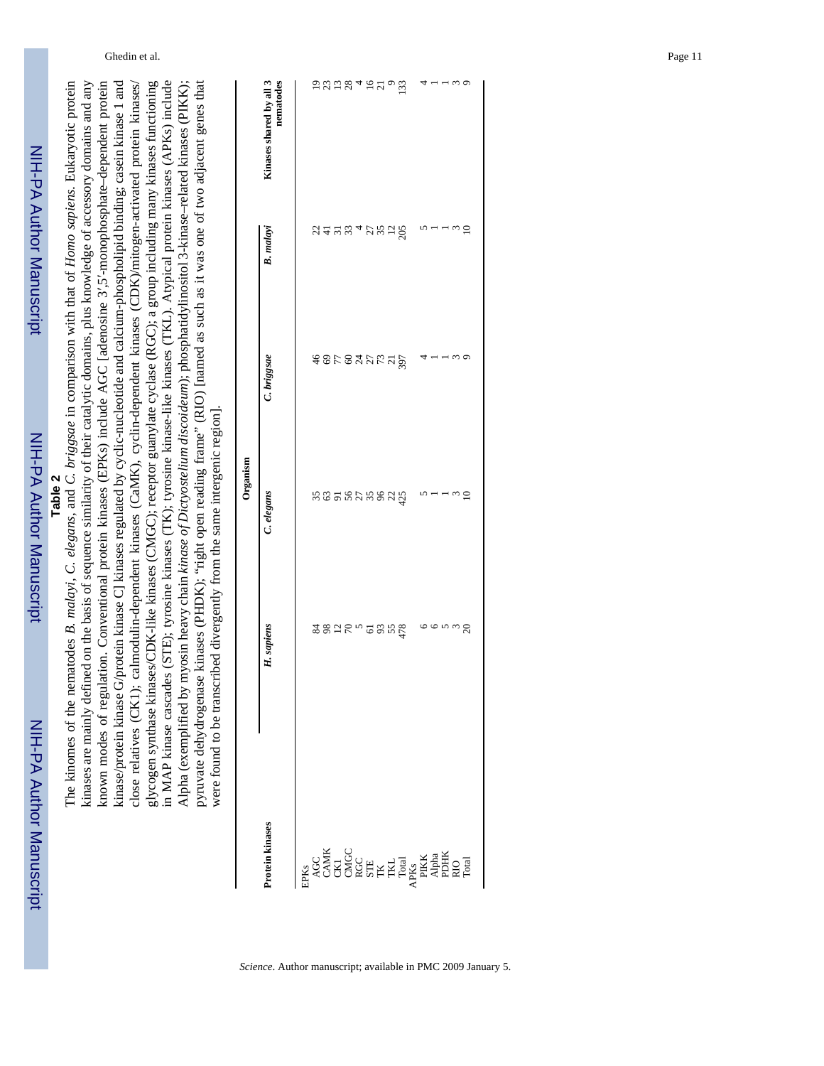## Table 2

The kinomes of the nematodes *B. malayi*, *C. elegans*, and *C. briggsae* in comparison with that of *Homo sapiens*. Eukaryotic protein kinases are mainly defined on the basis of sequence similarity of their catalytic domains, plus knowledge of accessory domains and any known modes of regulation. Conventional protein kinases (EPKs) include AGC [adenosine 3′,5′-monophosphate–dependent protein kinase/protein kinase G/protein kinase C] kinases regulated by cyclic-nucleotide and calcium-phospholipid binding; casein kinase 1 and close relatives (CK1); calmodulin-dependent kinases (CaMK), cyclin-dependent kinases (CDK)/mitogen-activated protein kinases/glycogen synthase kinases/CDK-like kinases (CMGC); receptor guanylate cyclase (RGC); a group including many kinases functioning in MAP kinase cascades (STE); tyrosine kinases (TK); tyrosine kinase-like kinases (TKL). Atypical protein kinases (APKs) include Alpha (exemplified by myosin heavy chain *kinase of Dictyostelium discoideum*); phosphatidylinositol 3-kinase–related kinases (PIKK); pyruvate dehydrogenase kinases (PHDK); "right open reading frame" (RIO) [named as such as it was one of two adjacent genes that were found to be transcribed divergently from the same intergenic region].

| Protein kinases | Organism | | | | Kinases shared by all 3 nematodes |
|---|---|---|---|---|---|
| | *H. sapiens* | *C. elegans* | *C. briggsae* | *B. malayi* | |
| EPKs | | | | | |
| AGC | 84 | 35 | 46 | 22 | 19 |
| CAMK | 98 | 63 | 69 | 41 | 23 |
| CK1 | 12 | 91 | 77 | 31 | 13 |
| CMGC | 70 | 56 | 60 | 33 | 28 |
| RGC | 5 | 27 | 24 | 4 | 4 |
| STE | 61 | 35 | 27 | 27 | 16 |
| TK | 93 | 96 | 73 | 35 | 21 |
| TKL | 55 | 22 | 21 | 12 | 9 |
| Total | 478 | 425 | 397 | 205 | 133 |
| APKs | | | | | |
| PIKK | 6 | 5 | 4 | 5 | 4 |
| Alpha | 6 | 1 | 1 | 1 | 1 |
| PDHK | 5 | 1 | 1 | 1 | 1 |
| RIO | 3 | 3 | 3 | 3 | 3 |
| Total | 20 | 10 | 9 | 10 | 9 |